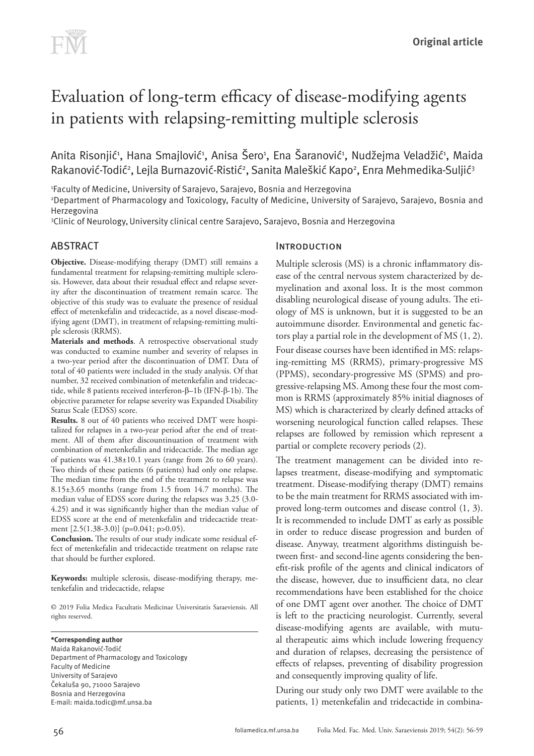Original article

# Evaluation of long-term efficacy of disease-modifying agents in patients with relapsing-remitting multiple sclerosis

Anita Risonjić[1], Hana Smajlović[1], Anisa Šero[1], Ena Šaranović[1], Nudžejma Veladžić[1], Maida Rakanović-Todić[2], Lejla Burnazović-Ristić[2], Sanita Maleškić Kapo[2], Enra Mehmedika-Suljić[3]

[1]Faculty of Medicine, University of Sarajevo, Sarajevo, Bosnia and Herzegovina
[2]Department of Pharmacology and Toxicology, Faculty of Medicine, University of Sarajevo, Sarajevo, Bosnia and Herzegovina
[3]Clinic of Neurology, University clinical centre Sarajevo, Sarajevo, Bosnia and Herzegovina

## ABSTRACT

**Objective.** Disease-modifying therapy (DMT) still remains a fundamental treatment for relapsing-remitting multiple sclerosis. However, data about their resudual effect and relapse severity after the discontinuation of treatment remain scarce. The objective of this study was to evaluate the presence of residual effect of metenkefalin and tridecactide, as a novel disease-modifying agent (DMT), in treatment of relapsing-remitting multiple sclerosis (RRMS).

**Materials and methods**. A retrospective observational study was conducted to examine number and severity of relapses in a two-year period after the discontinuation of DMT. Data of total of 40 patients were included in the study analysis. Of that number, 32 received combination of metenkefalin and tridecactide, while 8 patients received interferon-β–1b (IFN-β-1b). The objective parameter for relapse severity was Expanded Disability Status Scale (EDSS) score.

**Results.** 8 out of 40 patients who received DMT were hospitalized for relapses in a two-year period after the end of treatment. All of them after discontinuation of treatment with combination of metenkefalin and tridecactide. The median age of patients was 41.38±10.1 years (range from 26 to 60 years). Two thirds of these patients (6 patients) had only one relapse. The median time from the end of the treatment to relapse was 8.15±3.65 months (range from 1.5 from 14.7 months). The median value of EDSS score during the relapses was 3.25 (3.0-4.25) and it was significantly higher than the median value of EDSS score at the end of metenkefalin and tridecactide treatment [2.5(1.38-3.0)] ($p=0.041$; $p>0.05$).

**Conclusion.** The results of our study indicate some residual effect of metenkefalin and tridecactide treatment on relapse rate that should be further explored.

**Keywords:** multiple sclerosis, disease-modifying therapy, metenkefalin and tridecactide, relapse

© 2019 Folia Medica Facultatis Medicinae Universitatis Saraeviensis. All rights reserved.

**\*Corresponding author**
Maida Rakanović-Todić
Department of Pharmacology and Toxicology
Faculty of Medicine
University of Sarajevo
Čekaluša 90, 71000 Sarajevo
Bosnia and Herzegovina
E-mail: maida.todic@mf.unsa.ba

## Introduction

Multiple sclerosis (MS) is a chronic inflammatory disease of the central nervous system characterized by demyelination and axonal loss. It is the most common disabling neurological disease of young adults. The etiology of MS is unknown, but it is suggested to be an autoimmune disorder. Environmental and genetic factors play a partial role in the development of MS (1, 2).

Four disease courses have been identified in MS: relapsing-remitting MS (RRMS), primary-progressive MS (PPMS), secondary-progressive MS (SPMS) and progressive-relapsing MS. Among these four the most common is RRMS (approximately 85% initial diagnoses of MS) which is characterized by clearly defined attacks of worsening neurological function called relapses. These relapses are followed by remission which represent a partial or complete recovery periods (2).

The treatment management can be divided into relapses treatment, disease-modifying and symptomatic treatment. Disease-modifying therapy (DMT) remains to be the main treatment for RRMS associated with improved long-term outcomes and disease control (1, 3). It is recommended to include DMT as early as possible in order to reduce disease progression and burden of disease. Anyway, treatment algorithms distinguish between first- and second-line agents considering the benefit-risk profile of the agents and clinical indicators of the disease, however, due to insufficient data, no clear recommendations have been established for the choice of one DMT agent over another. The choice of DMT is left to the practicing neurologist. Currently, several disease-modifying agents are available, with mutual therapeutic aims which include lowering frequency and duration of relapses, decreasing the persistence of effects of relapses, preventing of disability progression and consequently improving quality of life.

During our study only two DMT were available to the patients, 1) metenkefalin and tridecactide in combina-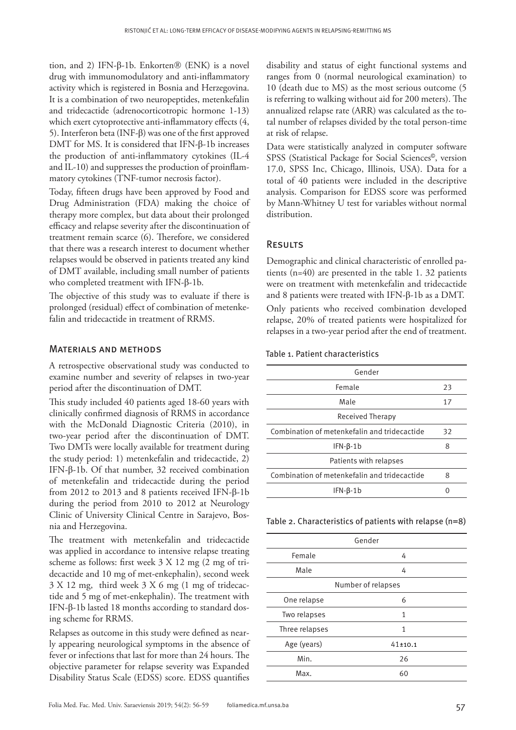tion, and 2) IFN-β-1b. Enkorten® (ENK) is a novel drug with immunomodulatory and anti-inflammatory activity which is registered in Bosnia and Herzegovina. It is a combination of two neuropeptides, metenkefalin and tridecactide (adrenocorticotropic hormone 1-13) which exert cytoprotective anti-inflammatory effects (4, 5). Interferon beta (INF-β) was one of the first approved DMT for MS. It is considered that IFN-β-1b increases the production of anti-inflammatory cytokines (IL-4 and IL-10) and suppresses the production of proinflammatory cytokines (TNF-tumor necrosis factor).

Today, fifteen drugs have been approved by Food and Drug Administration (FDA) making the choice of therapy more complex, but data about their prolonged efficacy and relapse severity after the discontinuation of treatment remain scarce (6). Therefore, we considered that there was a research interest to document whether relapses would be observed in patients treated any kind of DMT available, including small number of patients who completed treatment with IFN-β-1b.

The objective of this study was to evaluate if there is prolonged (residual) effect of combination of metenkefalin and tridecactide in treatment of RRMS.

## Materials and methods

A retrospective observational study was conducted to examine number and severity of relapses in two-year period after the discontinuation of DMT.

This study included 40 patients aged 18-60 years with clinically confirmed diagnosis of RRMS in accordance with the McDonald Diagnostic Criteria (2010), in two-year period after the discontinuation of DMT. Two DMTs were locally available for treatment during the study period: 1) metenkefalin and tridecactide, 2) IFN-β-1b. Of that number, 32 received combination of metenkefalin and tridecactide during the period from 2012 to 2013 and 8 patients received IFN-β-1b during the period from 2010 to 2012 at Neurology Clinic of University Clinical Centre in Sarajevo, Bosnia and Herzegovina.

The treatment with metenkefalin and tridecactide was applied in accordance to intensive relapse treating scheme as follows: first week 3 X 12 mg (2 mg of tridecactide and 10 mg of met-enkephalin), second week 3 X 12 mg, third week 3 X 6 mg (1 mg of tridecactide and 5 mg of met-enkephalin). The treatment with IFN-β-1b lasted 18 months according to standard dosing scheme for RRMS.

Relapses as outcome in this study were defined as nearly appearing neurological symptoms in the absence of fever or infections that last for more than 24 hours. The objective parameter for relapse severity was Expanded Disability Status Scale (EDSS) score. EDSS quantifies disability and status of eight functional systems and ranges from 0 (normal neurological examination) to 10 (death due to MS) as the most serious outcome (5 is referring to walking without aid for 200 meters). The annualized relapse rate (ARR) was calculated as the total number of relapses divided by the total person-time at risk of relapse.

Data were statistically analyzed in computer software SPSS (Statistical Package for Social Sciences©, version 17.0, SPSS Inc, Chicago, Illinois, USA). Data for a total of 40 patients were included in the descriptive analysis. Comparison for EDSS score was performed by Mann-Whitney U test for variables without normal distribution.

## Results

Demographic and clinical characteristic of enrolled patients (n=40) are presented in the table 1. 32 patients were on treatment with metenkefalin and tridecactide and 8 patients were treated with IFN-β-1b as a DMT.

Only patients who received combination developed relapse, 20% of treated patients were hospitalized for relapses in a two-year period after the end of treatment.

Table 1. Patient characteristics

| Gender | |
|---|---|
| Female | 23 |
| Male | 17 |
| Received Therapy | |
| Combination of metenkefalin and tridecactide | 32 |
| IFN-β-1b | 8 |
| Patients with relapses | |
| Combination of metenkefalin and tridecactide | 8 |
| IFN-β-1b | 0 |

Table 2. Characteristics of patients with relapse (n=8)

| Gender | |
|---|---|
| Female | 4 |
| Male | 4 |
| Number of relapses | |
| One relapse | 6 |
| Two relapses | 1 |
| Three relapses | 1 |
| Age (years) | 41±10.1 |
| Min. | 26 |
| Max. | 60 |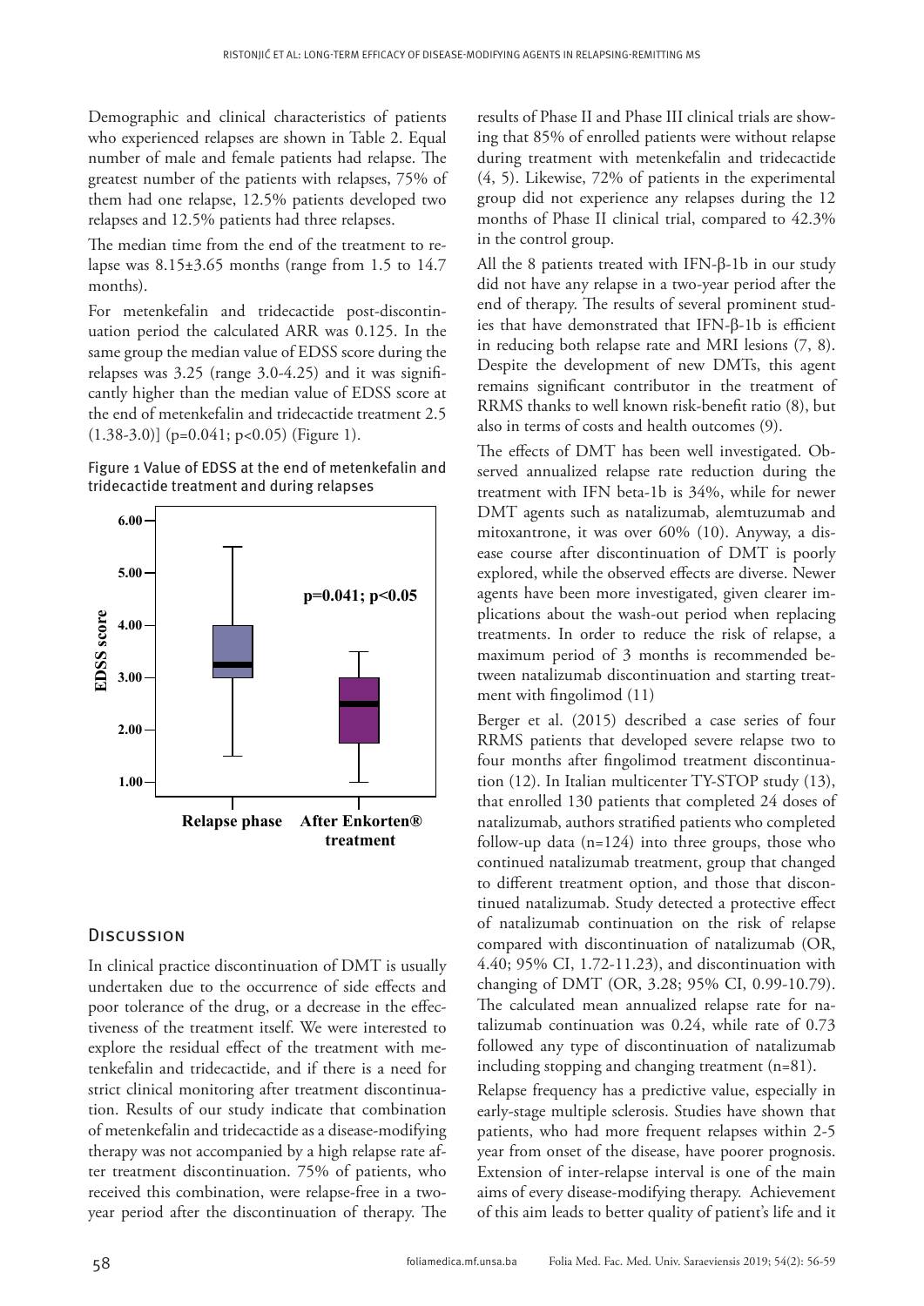Demographic and clinical characteristics of patients who experienced relapses are shown in Table 2. Equal number of male and female patients had relapse. The greatest number of the patients with relapses, 75% of them had one relapse, 12.5% patients developed two relapses and 12.5% patients had three relapses.

The median time from the end of the treatment to relapse was 8.15±3.65 months (range from 1.5 to 14.7 months).

For metenkefalin and tridecactide post-discontinuation period the calculated ARR was 0.125. In the same group the median value of EDSS score during the relapses was 3.25 (range 3.0-4.25) and it was significantly higher than the median value of EDSS score at the end of metenkefalin and tridecactide treatment 2.5 (1.38-3.0)] ($p=0.041$; $p<0.05$) (Figure 1).

Figure 1 Value of EDSS at the end of metenkefalin and tridecactide treatment and during relapses

## Discussion

In clinical practice discontinuation of DMT is usually undertaken due to the occurrence of side effects and poor tolerance of the drug, or a decrease in the effectiveness of the treatment itself. We were interested to explore the residual effect of the treatment with metenkefalin and tridecactide, and if there is a need for strict clinical monitoring after treatment discontinuation. Results of our study indicate that combination of metenkefalin and tridecactide as a disease-modifying therapy was not accompanied by a high relapse rate after treatment discontinuation. 75% of patients, who received this combination, were relapse-free in a two-year period after the discontinuation of therapy. The results of Phase II and Phase III clinical trials are showing that 85% of enrolled patients were without relapse during treatment with metenkefalin and tridecactide (4, 5). Likewise, 72% of patients in the experimental group did not experience any relapses during the 12 months of Phase II clinical trial, compared to 42.3% in the control group.

All the 8 patients treated with IFN-β-1b in our study did not have any relapse in a two-year period after the end of therapy. The results of several prominent studies that have demonstrated that IFN-β-1b is efficient in reducing both relapse rate and MRI lesions (7, 8). Despite the development of new DMTs, this agent remains significant contributor in the treatment of RRMS thanks to well known risk-benefit ratio (8), but also in terms of costs and health outcomes (9).

The effects of DMT has been well investigated. Observed annualized relapse rate reduction during the treatment with IFN beta-1b is 34%, while for newer DMT agents such as natalizumab, alemtuzumab and mitoxantrone, it was over 60% (10). Anyway, a disease course after discontinuation of DMT is poorly explored, while the observed effects are diverse. Newer agents have been more investigated, given clearer implications about the wash-out period when replacing treatments. In order to reduce the risk of relapse, a maximum period of 3 months is recommended between natalizumab discontinuation and starting treatment with fingolimod (11)

Berger et al. (2015) described a case series of four RRMS patients that developed severe relapse two to four months after fingolimod treatment discontinuation (12). In Italian multicenter TY-STOP study (13), that enrolled 130 patients that completed 24 doses of natalizumab, authors stratified patients who completed follow-up data (n=124) into three groups, those who continued natalizumab treatment, group that changed to different treatment option, and those that discontinued natalizumab. Study detected a protective effect of natalizumab continuation on the risk of relapse compared with discontinuation of natalizumab (OR, 4.40; 95% CI, 1.72-11.23), and discontinuation with changing of DMT (OR, 3.28; 95% CI, 0.99-10.79). The calculated mean annualized relapse rate for natalizumab continuation was 0.24, while rate of 0.73 followed any type of discontinuation of natalizumab including stopping and changing treatment (n=81).

Relapse frequency has a predictive value, especially in early-stage multiple sclerosis. Studies have shown that patients, who had more frequent relapses within 2-5 year from onset of the disease, have poorer prognosis. Extension of inter-relapse interval is one of the main aims of every disease-modifying therapy. Achievement of this aim leads to better quality of patient's life and it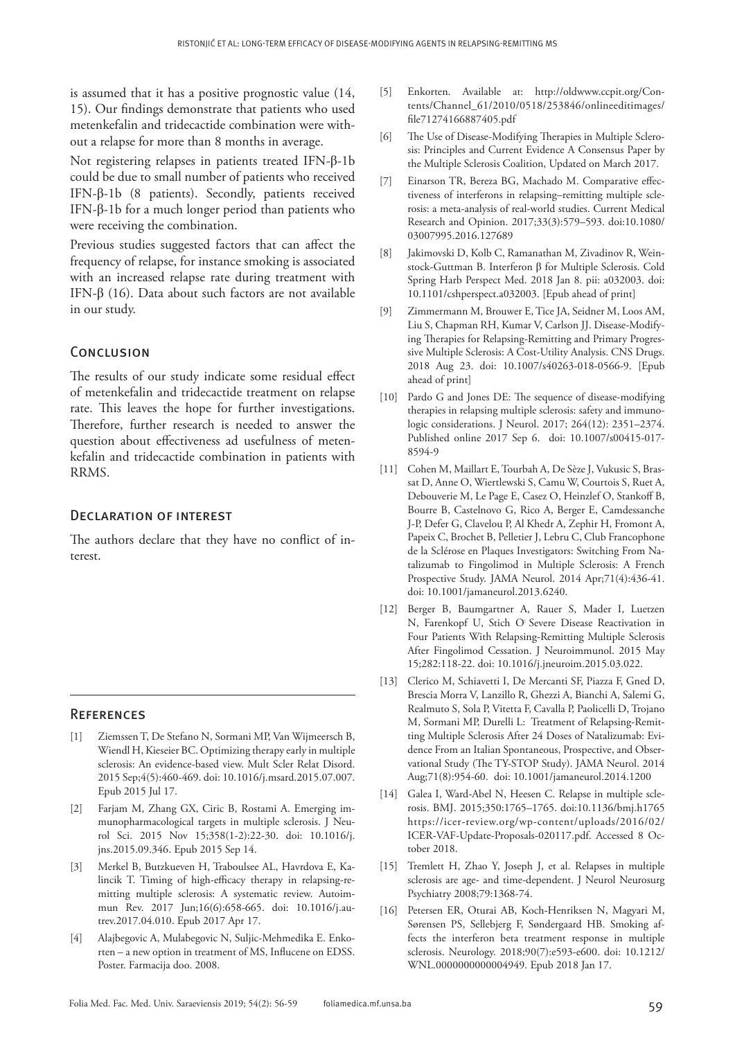is assumed that it has a positive prognostic value (14, 15). Our findings demonstrate that patients who used metenkefalin and tridecactide combination were without a relapse for more than 8 months in average.

Not registering relapses in patients treated IFN-β-1b could be due to small number of patients who received IFN-β-1b (8 patients). Secondly, patients received IFN-β-1b for a much longer period than patients who were receiving the combination.

Previous studies suggested factors that can affect the frequency of relapse, for instance smoking is associated with an increased relapse rate during treatment with IFN-β (16). Data about such factors are not available in our study.

## Conclusion

The results of our study indicate some residual effect of metenkefalin and tridecactide treatment on relapse rate. This leaves the hope for further investigations. Therefore, further research is needed to answer the question about effectiveness ad usefulness of metenkefalin and tridecactide combination in patients with RRMS.

## Declaration of interest

The authors declare that they have no conflict of interest.

## References

[1] Ziemssen T, De Stefano N, Sormani MP, Van Wijmeersch B, Wiendl H, Kieseier BC. Optimizing therapy early in multiple sclerosis: An evidence-based view. Mult Scler Relat Disord. 2015 Sep;4(5):460-469. doi: 10.1016/j.msard.2015.07.007. Epub 2015 Jul 17.

[2] Farjam M, Zhang GX, Ciric B, Rostami A. Emerging immunopharmacological targets in multiple sclerosis. J Neurol Sci. 2015 Nov 15;358(1-2):22-30. doi: 10.1016/j.jns.2015.09.346. Epub 2015 Sep 14.

[3] Merkel B, Butzkueven H, Traboulsee AL, Havrdova E, Kalincik T. Timing of high-efficacy therapy in relapsing-remitting multiple sclerosis: A systematic review. Autoimmun Rev. 2017 Jun;16(6):658-665. doi: 10.1016/j.autrev.2017.04.010. Epub 2017 Apr 17.

[4] Alajbegovic A, Mulabegovic N, Suljic-Mehmedika E. Enkorten – a new option in treatment of MS, Influcene on EDSS. Poster. Farmacija doo. 2008.

[5] Enkorten. Available at: http://oldwww.ccpit.org/Contents/Channel_61/2010/0518/253846/onlineeditimages/file71274166887405.pdf

[6] The Use of Disease-Modifying Therapies in Multiple Sclerosis: Principles and Current Evidence A Consensus Paper by the Multiple Sclerosis Coalition, Updated on March 2017.

[7] Einarson TR, Bereza BG, Machado M. Comparative effectiveness of interferons in relapsing–remitting multiple sclerosis: a meta-analysis of real-world studies. Current Medical Research and Opinion. 2017;33(3):579–593. doi:10.1080/03007995.2016.127689

[8] Jakimovski D, Kolb C, Ramanathan M, Zivadinov R, Weinstock-Guttman B. Interferon β for Multiple Sclerosis. Cold Spring Harb Perspect Med. 2018 Jan 8. pii: a032003. doi: 10.1101/cshperspect.a032003. [Epub ahead of print]

[9] Zimmermann M, Brouwer E, Tice JA, Seidner M, Loos AM, Liu S, Chapman RH, Kumar V, Carlson JJ. Disease-Modifying Therapies for Relapsing-Remitting and Primary Progressive Multiple Sclerosis: A Cost-Utility Analysis. CNS Drugs. 2018 Aug 23. doi: 10.1007/s40263-018-0566-9. [Epub ahead of print]

[10] Pardo G and Jones DE: The sequence of disease-modifying therapies in relapsing multiple sclerosis: safety and immunologic considerations. J Neurol. 2017; 264(12): 2351–2374. Published online 2017 Sep 6. doi: 10.1007/s00415-017-8594-9

[11] Cohen M, Maillart E, Tourbah A, De Sèze J, Vukusic S, Brassat D, Anne O, Wiertlewski S, Camu W, Courtois S, Ruet A, Debouverie M, Le Page E, Casez O, Heinzlef O, Stankoff B, Bourre B, Castelnovo G, Rico A, Berger E, Camdessanche J-P, Defer G, Clavelou P, Al Khedr A, Zephir H, Fromont A, Papeix C, Brochet B, Pelletier J, Lebru C, Club Francophone de la Sclérose en Plaques Investigators: Switching From Natalizumab to Fingolimod in Multiple Sclerosis: A French Prospective Study. JAMA Neurol. 2014 Apr;71(4):436-41. doi: 10.1001/jamaneurol.2013.6240.

[12] Berger B, Baumgartner A, Rauer S, Mader I, Luetzen N, Farenkopf U, Stich O. Severe Disease Reactivation in Four Patients With Relapsing-Remitting Multiple Sclerosis After Fingolimod Cessation. J Neuroimmunol. 2015 May 15;282:118-22. doi: 10.1016/j.jneuroim.2015.03.022.

[13] Clerico M, Schiavetti I, De Mercanti SF, Piazza F, Gned D, Brescia Morra V, Lanzillo R, Ghezzi A, Bianchi A, Salemi G, Realmuto S, Sola P, Vitetta F, Cavalla P, Paolicelli D, Trojano M, Sormani MP, Durelli L: Treatment of Relapsing-Remitting Multiple Sclerosis After 24 Doses of Natalizumab: Evidence From an Italian Spontaneous, Prospective, and Observational Study (The TY-STOP Study). JAMA Neurol. 2014 Aug;71(8):954-60. doi: 10.1001/jamaneurol.2014.1200

[14] Galea I, Ward-Abel N, Heesen C. Relapse in multiple sclerosis. BMJ. 2015;350:1765–1765. doi:10.1136/bmj.h1765 https://icer-review.org/wp-content/uploads/2016/02/ICER-VAF-Update-Proposals-020117.pdf. Accessed 8 October 2018.

[15] Tremlett H, Zhao Y, Joseph J, et al. Relapses in multiple sclerosis are age- and time-dependent. J Neurol Neurosurg Psychiatry 2008;79:1368-74.

[16] Petersen ER, Oturai AB, Koch-Henriksen N, Magyari M, Sørensen PS, Sellebjerg F, Søndergaard HB. Smoking affects the interferon beta treatment response in multiple sclerosis. Neurology. 2018;90(7):e593-e600. doi: 10.1212/WNL.0000000000004949. Epub 2018 Jan 17.